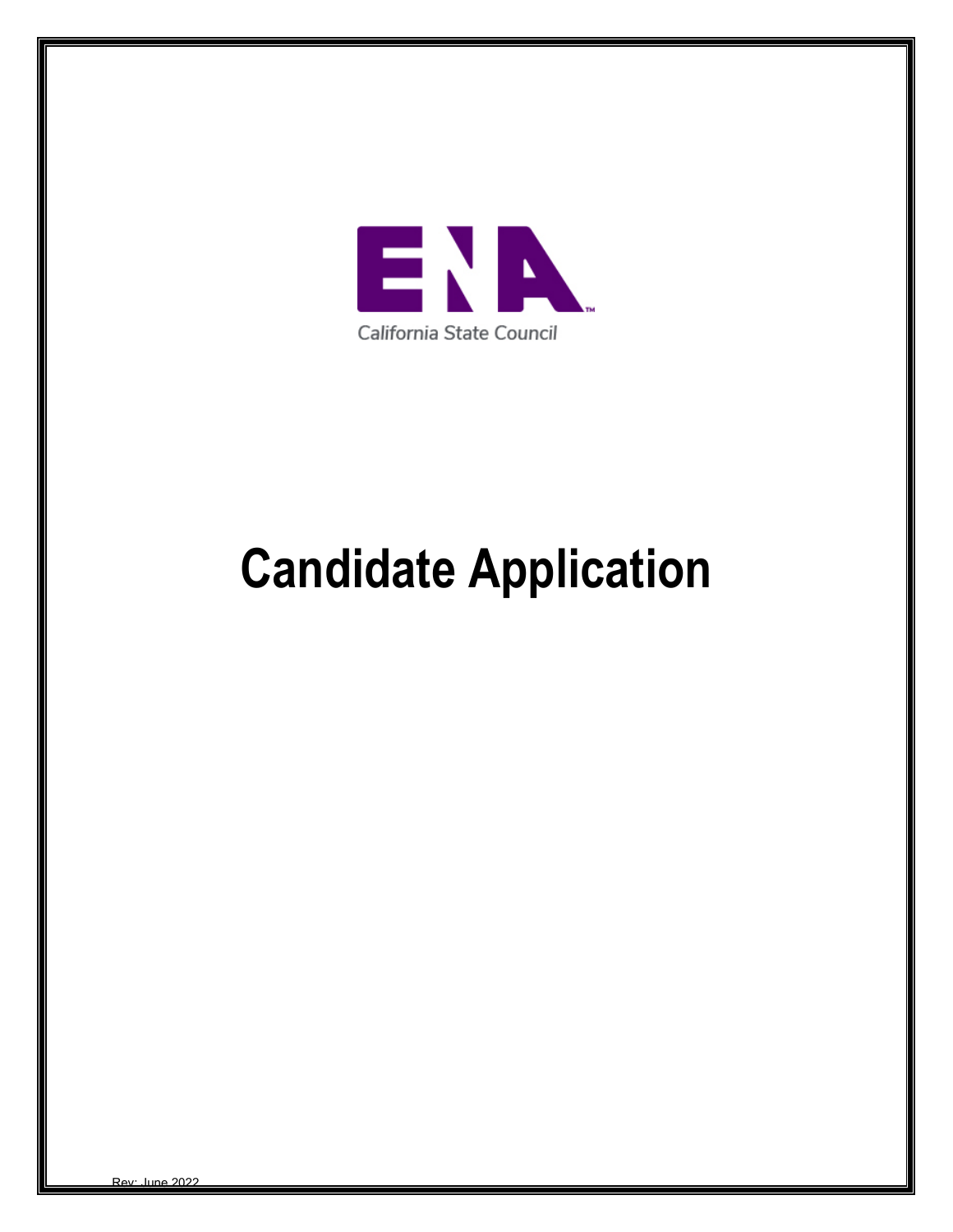ENA

California State Council

# Candidate Application

Rev: June 2022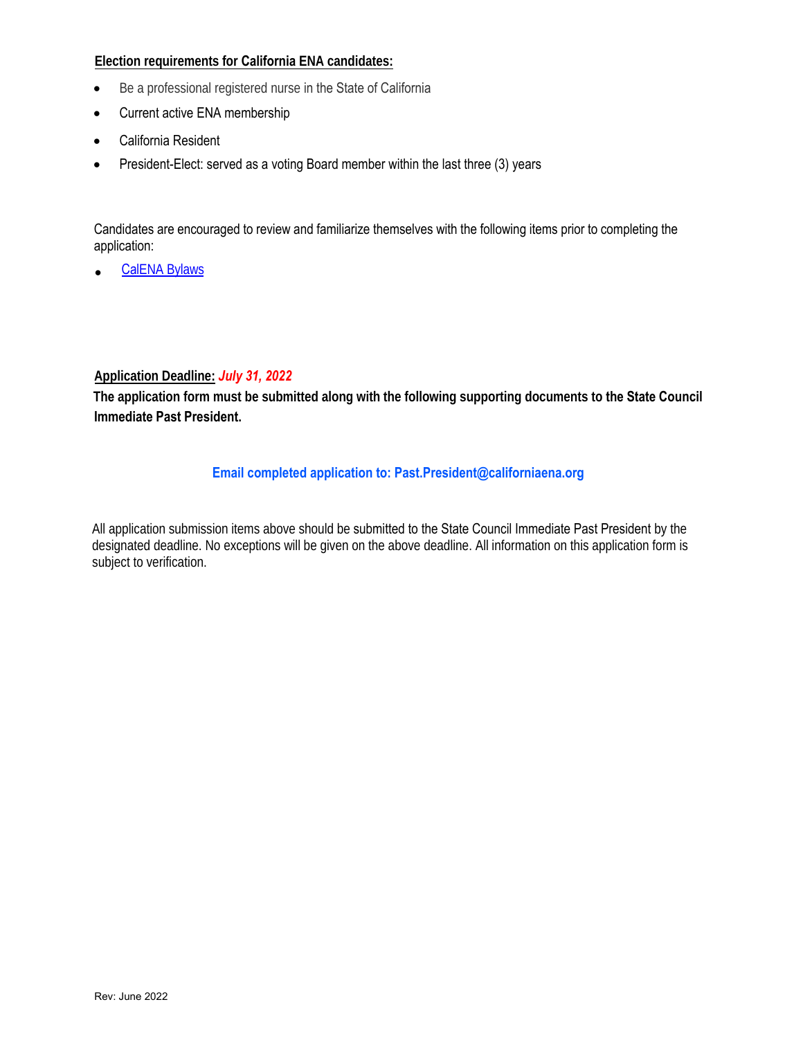**Election requirements for California ENA candidates:**

- Be a professional registered nurse in the State of California
- Current active ENA membership
- California Resident
- President-Elect: served as a voting Board member within the last three (3) years

Candidates are encouraged to review and familiarize themselves with the following items prior to completing the application:

- CalENA Bylaws

**Application Deadline:** ***July 31, 2022***

**The application form must be submitted along with the following supporting documents to the State Council Immediate Past President.**

**Email completed application to: Past.President@californiaena.org**

All application submission items above should be submitted to the State Council Immediate Past President by the designated deadline. No exceptions will be given on the above deadline. All information on this application form is subject to verification.

Rev: June 2022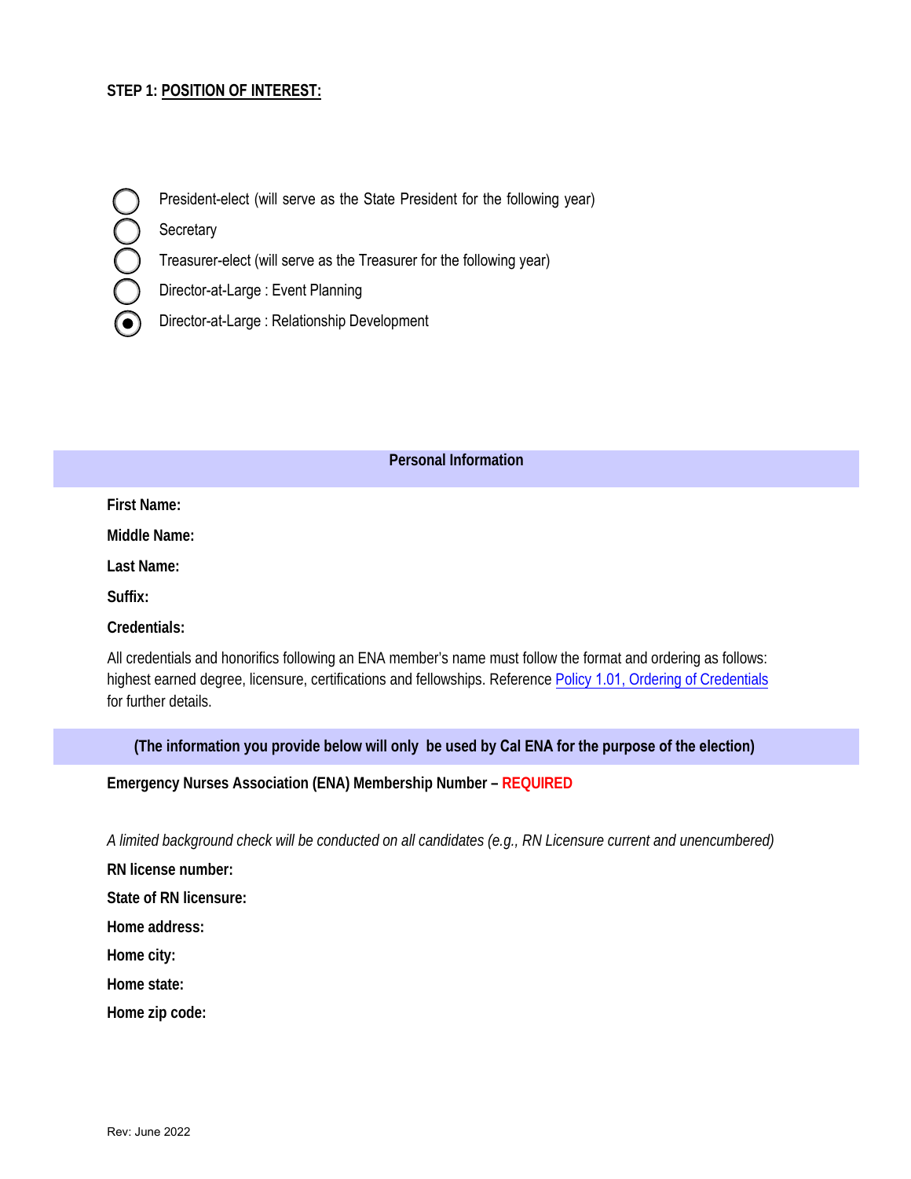**STEP 1: POSITION OF INTEREST:**

- ○ President-elect (will serve as the State President for the following year)
- ○ Secretary
- ○ Treasurer-elect (will serve as the Treasurer for the following year)
- ○ Director-at-Large : Event Planning
- ● Director-at-Large : Relationship Development

**Personal Information**

**First Name:**

**Middle Name:**

**Last Name:**

**Suffix:**

**Credentials:**

All credentials and honorifics following an ENA member's name must follow the format and ordering as follows: highest earned degree, licensure, certifications and fellowships. Reference [Policy 1.01, Ordering of Credentials] for further details.

**(The information you provide below will only be used by Cal ENA for the purpose of the election)**

**Emergency Nurses Association (ENA) Membership Number – REQUIRED**

*A limited background check will be conducted on all candidates (e.g., RN Licensure current and unencumbered)*

**RN license number:**

**State of RN licensure:**

**Home address:**

**Home city:**

**Home state:**

**Home zip code:**

Rev: June 2022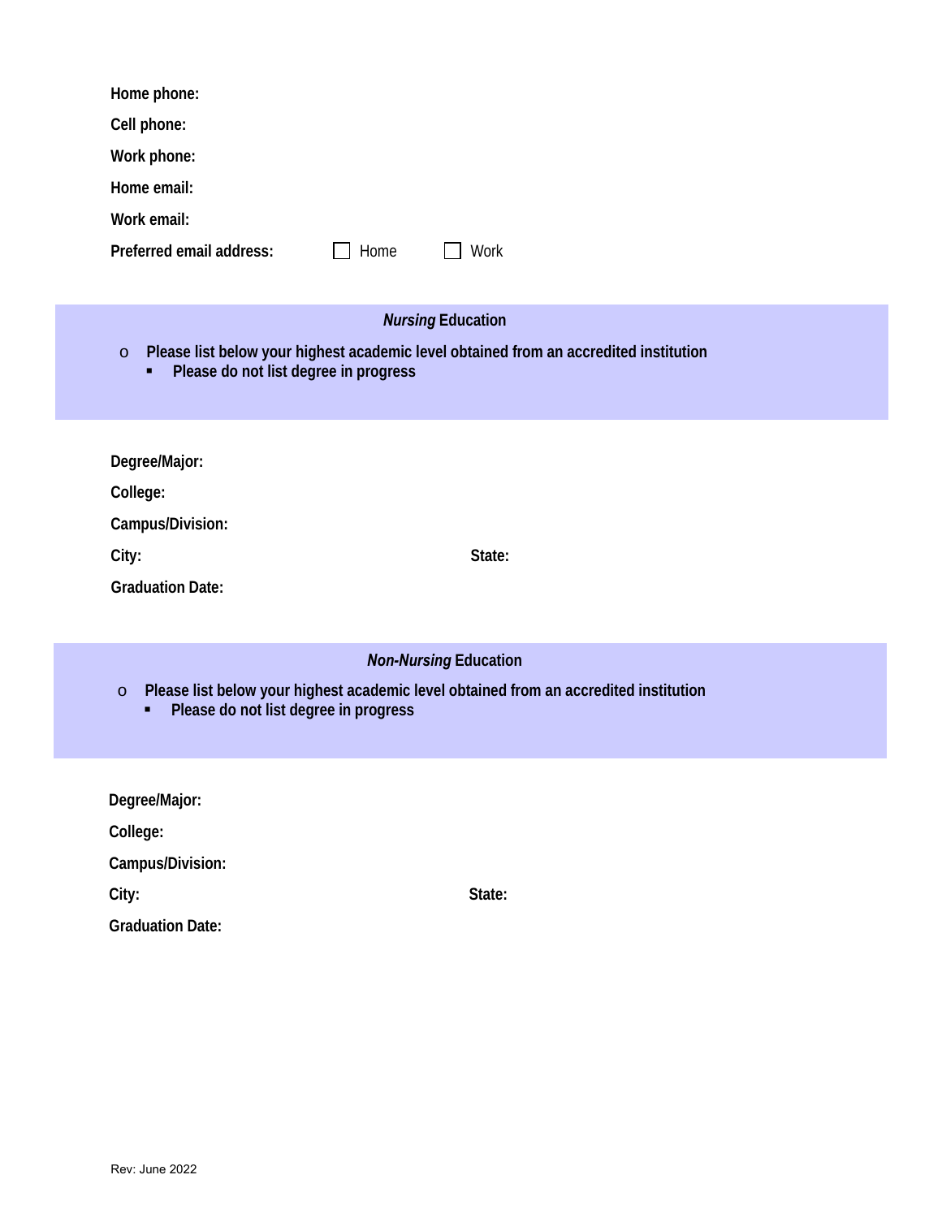**Home phone:**

**Cell phone:**

**Work phone:**

**Home email:**

**Work email:**

**Preferred email address:** ☐ Home ☐ Work

## ***Nursing*** **Education**

- **Please list below your highest academic level obtained from an accredited institution**
  - **Please do not list degree in progress**

**Degree/Major:**

**College:**

**Campus/Division:**

**City:** **State:**

**Graduation Date:**

## ***Non-Nursing*** **Education**

- **Please list below your highest academic level obtained from an accredited institution**
  - **Please do not list degree in progress**

**Degree/Major:**

**College:**

**Campus/Division:**

**City:** **State:**

**Graduation Date:**

Rev: June 2022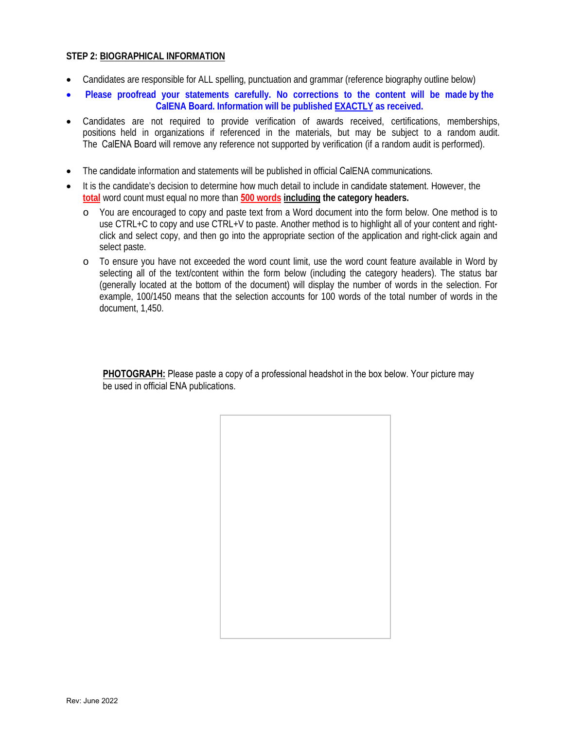**STEP 2: BIOGRAPHICAL INFORMATION**

- Candidates are responsible for ALL spelling, punctuation and grammar (reference biography outline below)
- **Please proofread your statements carefully. No corrections to the content will be made by the CalENA Board. Information will be published EXACTLY as received.**
- Candidates are not required to provide verification of awards received, certifications, memberships, positions held in organizations if referenced in the materials, but may be subject to a random audit. The CalENA Board will remove any reference not supported by verification (if a random audit is performed).
- The candidate information and statements will be published in official CalENA communications.
- It is the candidate's decision to determine how much detail to include in candidate statement. However, the total word count must equal no more than **500 words** **including the category headers.**
  - You are encouraged to copy and paste text from a Word document into the form below. One method is to use CTRL+C to copy and use CTRL+V to paste. Another method is to highlight all of your content and right-click and select copy, and then go into the appropriate section of the application and right-click again and select paste.
  - To ensure you have not exceeded the word count limit, use the word count feature available in Word by selecting all of the text/content within the form below (including the category headers). The status bar (generally located at the bottom of the document) will display the number of words in the selection. For example, 100/1450 means that the selection accounts for 100 words of the total number of words in the document, 1,450.

**PHOTOGRAPH:** Please paste a copy of a professional headshot in the box below. Your picture may be used in official ENA publications.

Rev: June 2022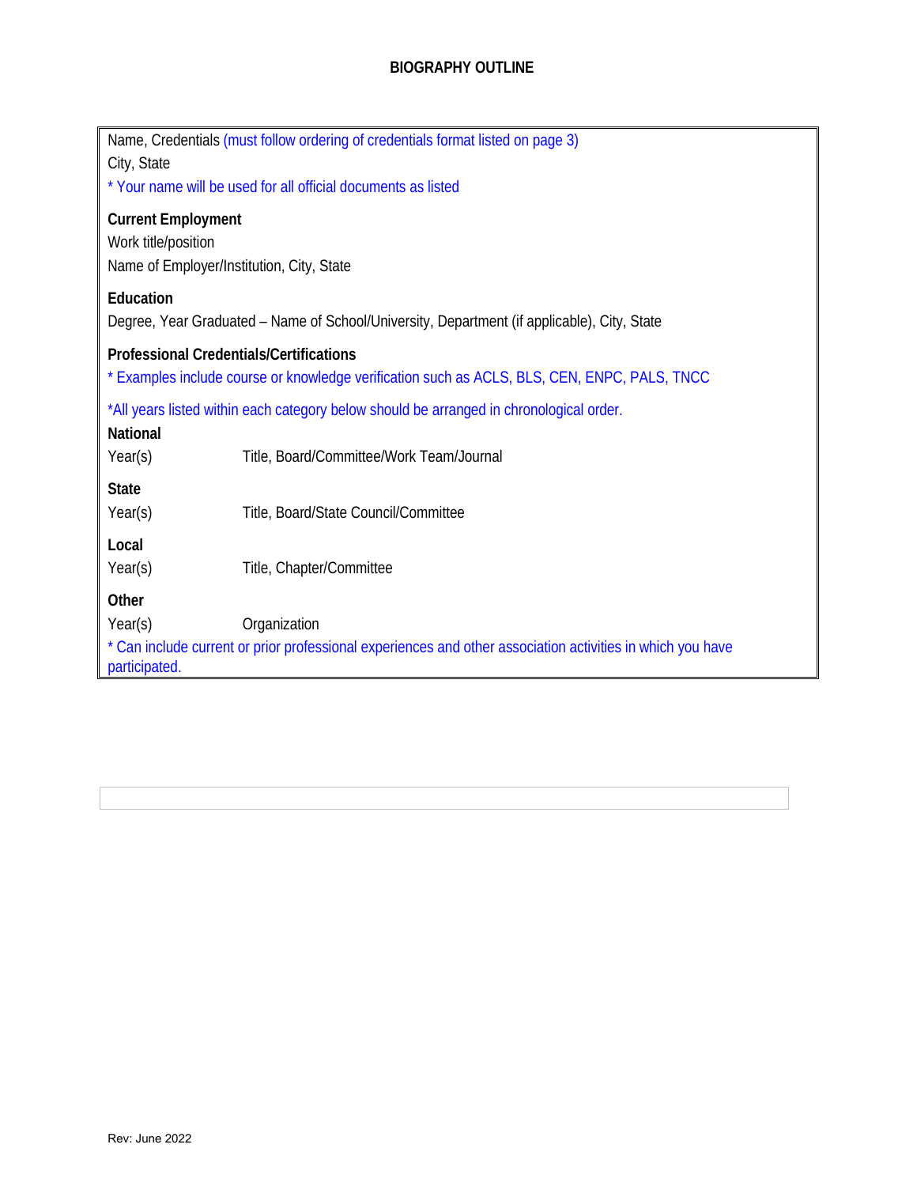## BIOGRAPHY OUTLINE

Name, Credentials (must follow ordering of credentials format listed on page 3)
City, State
* Your name will be used for all official documents as listed

**Current Employment**
Work title/position
Name of Employer/Institution, City, State

**Education**
Degree, Year Graduated – Name of School/University, Department (if applicable), City, State

**Professional Credentials/Certifications**
* Examples include course or knowledge verification such as ACLS, BLS, CEN, ENPC, PALS, TNCC

*All years listed within each category below should be arranged in chronological order.

**National**
Year(s) Title, Board/Committee/Work Team/Journal

**State**
Year(s) Title, Board/State Council/Committee

**Local**
Year(s) Title, Chapter/Committee

**Other**
Year(s) Organization
* Can include current or prior professional experiences and other association activities in which you have participated.

Rev: June 2022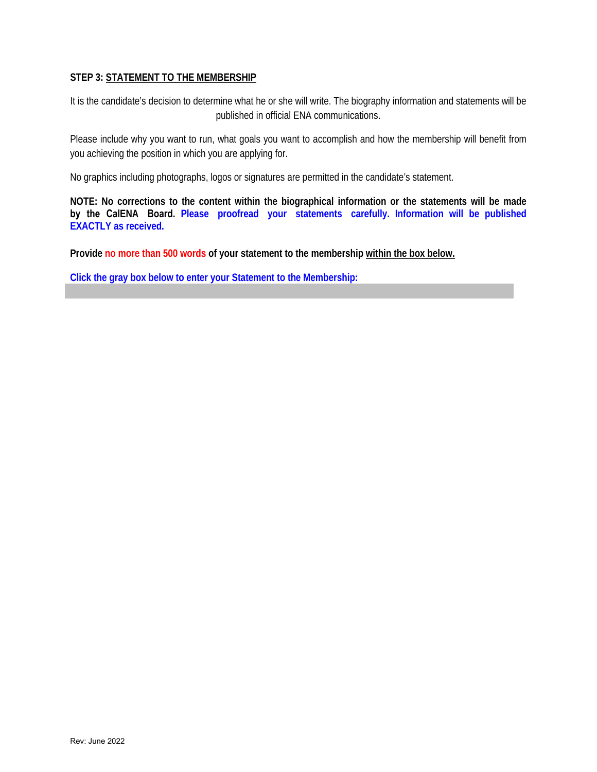**STEP 3: STATEMENT TO THE MEMBERSHIP**

It is the candidate's decision to determine what he or she will write. The biography information and statements will be published in official ENA communications.

Please include why you want to run, what goals you want to accomplish and how the membership will benefit from you achieving the position in which you are applying for.

No graphics including photographs, logos or signatures are permitted in the candidate's statement.

**NOTE: No corrections to the content within the biographical information or the statements will be made by the CalENA Board. Please proofread your statements carefully. Information will be published EXACTLY as received.**

**Provide no more than 500 words of your statement to the membership within the box below.**

**Click the gray box below to enter your Statement to the Membership:**

Rev: June 2022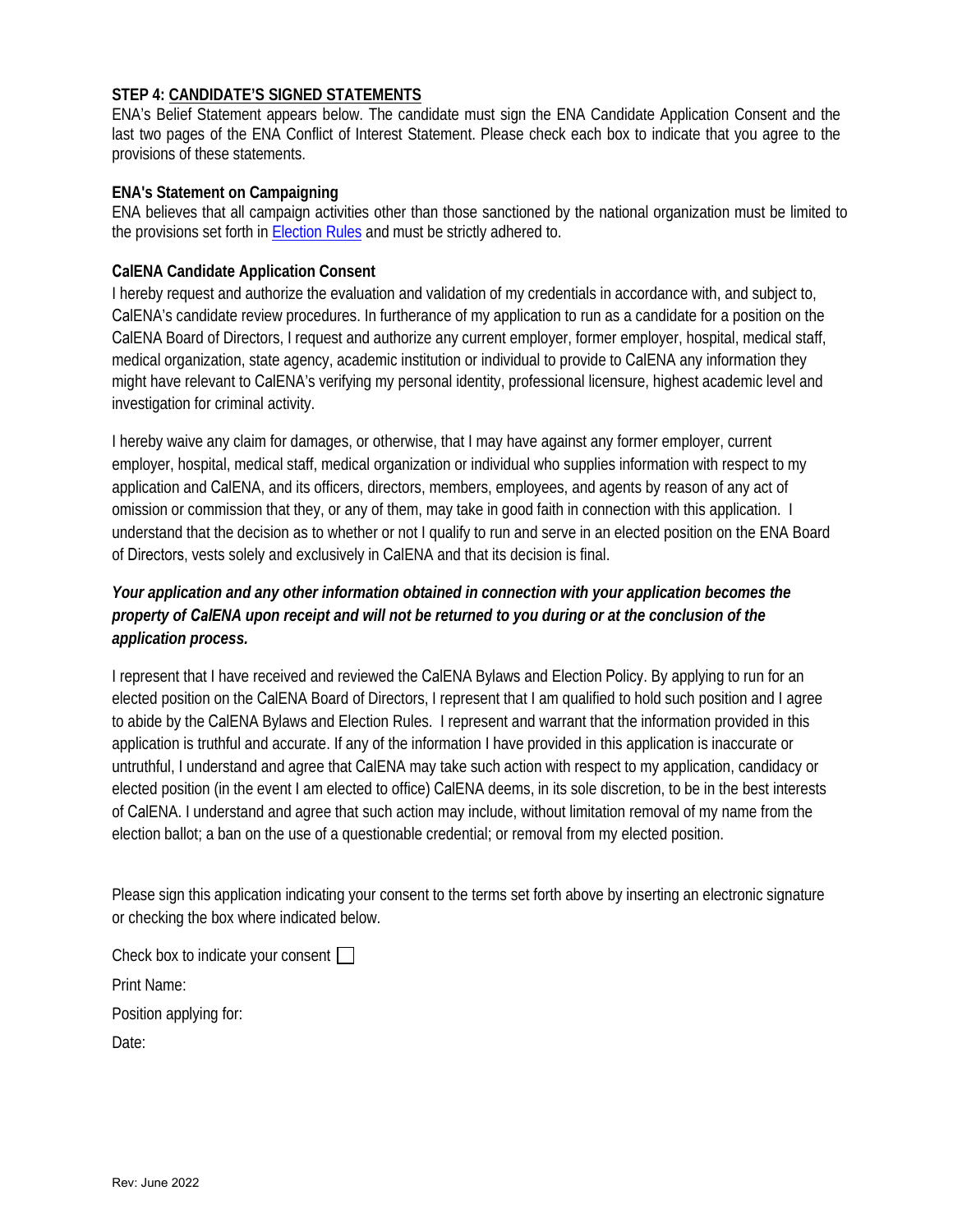**STEP 4: CANDIDATE'S SIGNED STATEMENTS**

ENA's Belief Statement appears below. The candidate must sign the ENA Candidate Application Consent and the last two pages of the ENA Conflict of Interest Statement. Please check each box to indicate that you agree to the provisions of these statements.

**ENA's Statement on Campaigning**

ENA believes that all campaign activities other than those sanctioned by the national organization must be limited to the provisions set forth in Election Rules and must be strictly adhered to.

**CalENA Candidate Application Consent**

I hereby request and authorize the evaluation and validation of my credentials in accordance with, and subject to, CalENA's candidate review procedures. In furtherance of my application to run as a candidate for a position on the CalENA Board of Directors, I request and authorize any current employer, former employer, hospital, medical staff, medical organization, state agency, academic institution or individual to provide to CalENA any information they might have relevant to CalENA's verifying my personal identity, professional licensure, highest academic level and investigation for criminal activity.

I hereby waive any claim for damages, or otherwise, that I may have against any former employer, current employer, hospital, medical staff, medical organization or individual who supplies information with respect to my application and CalENA, and its officers, directors, members, employees, and agents by reason of any act of omission or commission that they, or any of them, may take in good faith in connection with this application. I understand that the decision as to whether or not I qualify to run and serve in an elected position on the ENA Board of Directors, vests solely and exclusively in CalENA and that its decision is final.

***Your application and any other information obtained in connection with your application becomes the property of CalENA upon receipt and will not be returned to you during or at the conclusion of the application process.***

I represent that I have received and reviewed the CalENA Bylaws and Election Policy. By applying to run for an elected position on the CalENA Board of Directors, I represent that I am qualified to hold such position and I agree to abide by the CalENA Bylaws and Election Rules. I represent and warrant that the information provided in this application is truthful and accurate. If any of the information I have provided in this application is inaccurate or untruthful, I understand and agree that CalENA may take such action with respect to my application, candidacy or elected position (in the event I am elected to office) CalENA deems, in its sole discretion, to be in the best interests of CalENA. I understand and agree that such action may include, without limitation removal of my name from the election ballot; a ban on the use of a questionable credential; or removal from my elected position.

Please sign this application indicating your consent to the terms set forth above by inserting an electronic signature or checking the box where indicated below.

Check box to indicate your consent ☐

Print Name:

Position applying for:

Date:

Rev: June 2022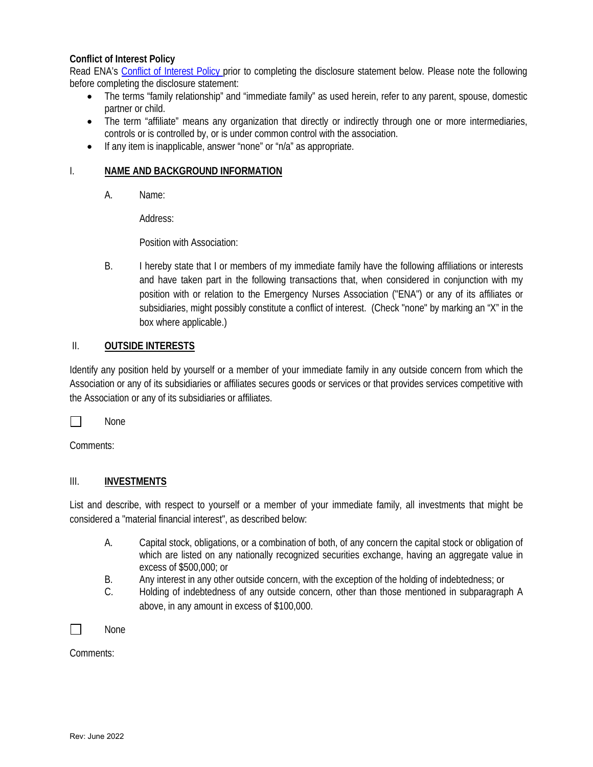**Conflict of Interest Policy**

Read ENA's [Conflict of Interest Policy](#) prior to completing the disclosure statement below. Please note the following before completing the disclosure statement:

- The terms "family relationship" and "immediate family" as used herein, refer to any parent, spouse, domestic partner or child.
- The term "affiliate" means any organization that directly or indirectly through one or more intermediaries, controls or is controlled by, or is under common control with the association.
- If any item is inapplicable, answer "none" or "n/a" as appropriate.

I. **NAME AND BACKGROUND INFORMATION**

A. Name:

Address:

Position with Association:

B. I hereby state that I or members of my immediate family have the following affiliations or interests and have taken part in the following transactions that, when considered in conjunction with my position with or relation to the Emergency Nurses Association ("ENA") or any of its affiliates or subsidiaries, might possibly constitute a conflict of interest. (Check "none" by marking an "X" in the box where applicable.)

II. **OUTSIDE INTERESTS**

Identify any position held by yourself or a member of your immediate family in any outside concern from which the Association or any of its subsidiaries or affiliates secures goods or services or that provides services competitive with the Association or any of its subsidiaries or affiliates.

☐ None

Comments:

III. **INVESTMENTS**

List and describe, with respect to yourself or a member of your immediate family, all investments that might be considered a "material financial interest", as described below:

A. Capital stock, obligations, or a combination of both, of any concern the capital stock or obligation of which are listed on any nationally recognized securities exchange, having an aggregate value in excess of $500,000; or

B. Any interest in any other outside concern, with the exception of the holding of indebtedness; or

C. Holding of indebtedness of any outside concern, other than those mentioned in subparagraph A above, in any amount in excess of $100,000.

☐ None

Comments:

Rev: June 2022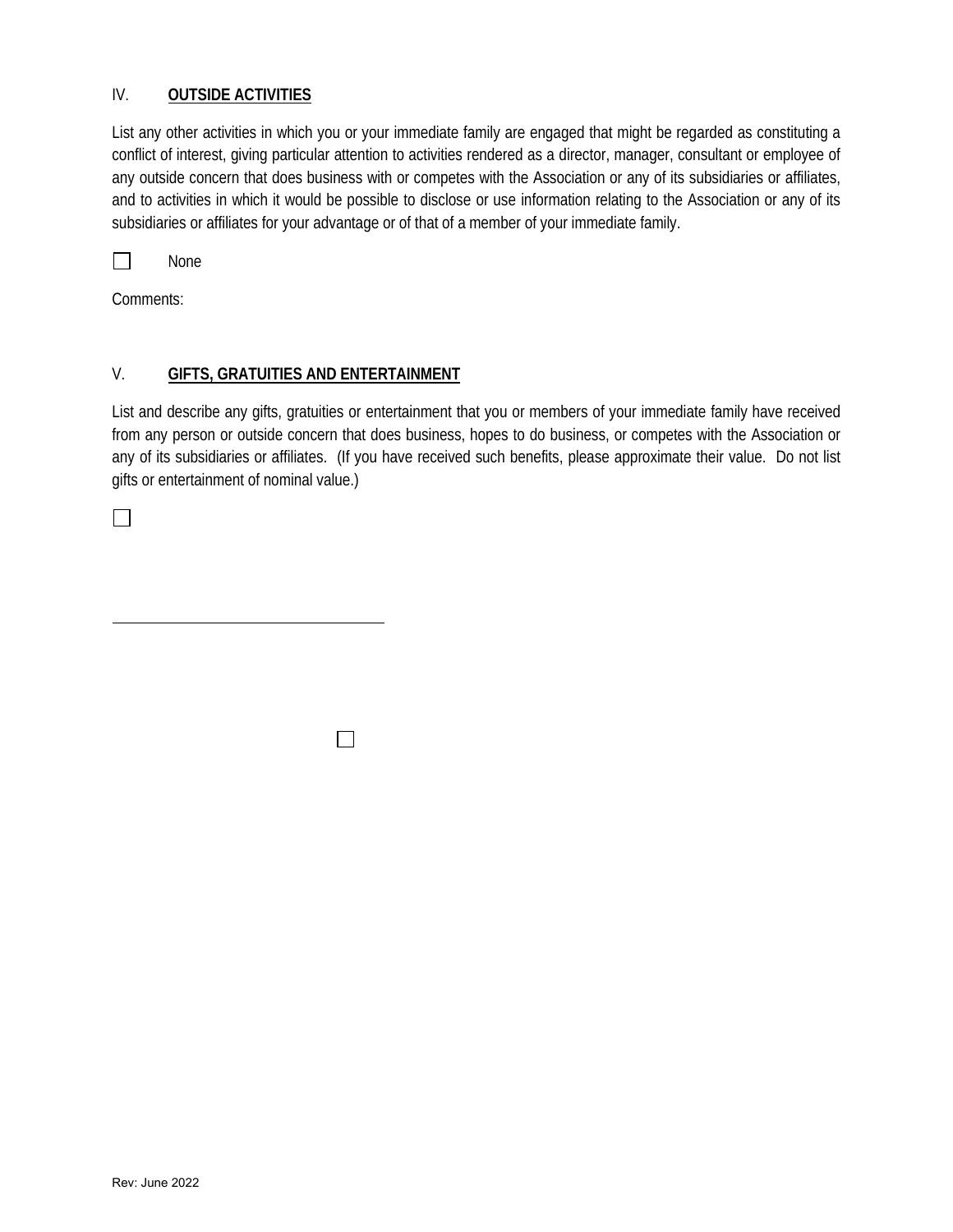IV. **OUTSIDE ACTIVITIES**

List any other activities in which you or your immediate family are engaged that might be regarded as constituting a conflict of interest, giving particular attention to activities rendered as a director, manager, consultant or employee of any outside concern that does business with or competes with the Association or any of its subsidiaries or affiliates, and to activities in which it would be possible to disclose or use information relating to the Association or any of its subsidiaries or affiliates for your advantage or of that of a member of your immediate family.

☐ None

Comments:

V. **GIFTS, GRATUITIES AND ENTERTAINMENT**

List and describe any gifts, gratuities or entertainment that you or members of your immediate family have received from any person or outside concern that does business, hopes to do business, or competes with the Association or any of its subsidiaries or affiliates. (If you have received such benefits, please approximate their value. Do not list gifts or entertainment of nominal value.)

☐

---

☐

Rev: June 2022